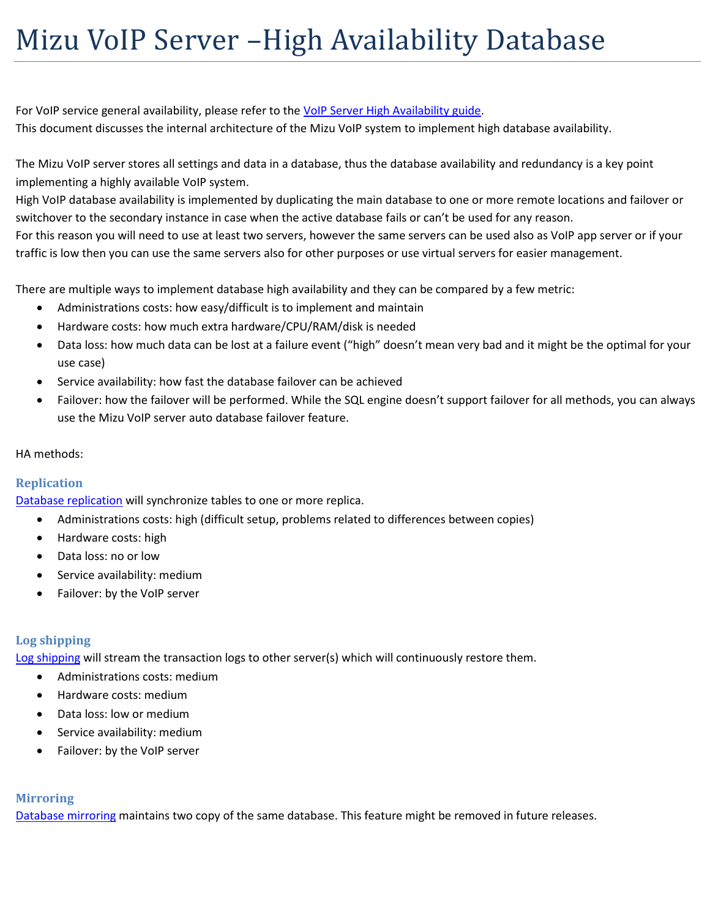# Mizu VoIP Server –High Availability Database

For VoIP service general availability, please refer to the [VoIP Server High Availability guide](#).
This document discusses the internal architecture of the Mizu VoIP system to implement high database availability.

The Mizu VoIP server stores all settings and data in a database, thus the database availability and redundancy is a key point implementing a highly available VoIP system.
High VoIP database availability is implemented by duplicating the main database to one or more remote locations and failover or switchover to the secondary instance in case when the active database fails or can't be used for any reason.
For this reason you will need to use at least two servers, however the same servers can be used also as VoIP app server or if your traffic is low then you can use the same servers also for other purposes or use virtual servers for easier management.

There are multiple ways to implement database high availability and they can be compared by a few metric:

- Administrations costs: how easy/difficult is to implement and maintain
- Hardware costs: how much extra hardware/CPU/RAM/disk is needed
- Data loss: how much data can be lost at a failure event ("high" doesn't mean very bad and it might be the optimal for your use case)
- Service availability: how fast the database failover can be achieved
- Failover: how the failover will be performed. While the SQL engine doesn't support failover for all methods, you can always use the Mizu VoIP server auto database failover feature.

HA methods:

### Replication

[Database replication](#) will synchronize tables to one or more replica.

- Administrations costs: high (difficult setup, problems related to differences between copies)
- Hardware costs: high
- Data loss: no or low
- Service availability: medium
- Failover: by the VoIP server

### Log shipping

[Log shipping](#) will stream the transaction logs to other server(s) which will continuously restore them.

- Administrations costs: medium
- Hardware costs: medium
- Data loss: low or medium
- Service availability: medium
- Failover: by the VoIP server

### Mirroring

[Database mirroring](#) maintains two copy of the same database. This feature might be removed in future releases.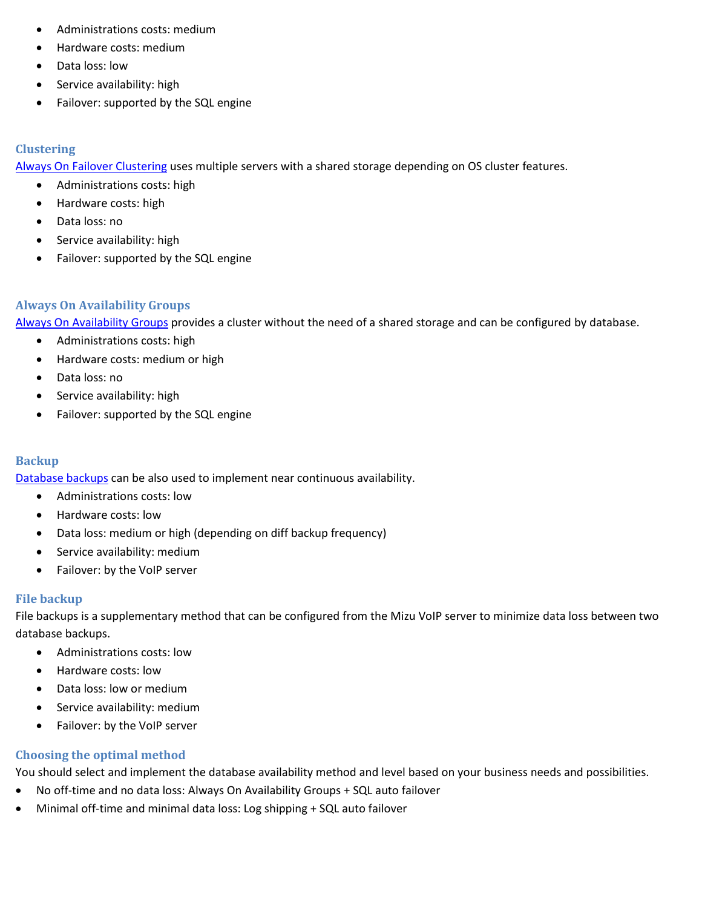- Administrations costs: medium
- Hardware costs: medium
- Data loss: low
- Service availability: high
- Failover: supported by the SQL engine

### Clustering

Always On Failover Clustering uses multiple servers with a shared storage depending on OS cluster features.

- Administrations costs: high
- Hardware costs: high
- Data loss: no
- Service availability: high
- Failover: supported by the SQL engine

### Always On Availability Groups

Always On Availability Groups provides a cluster without the need of a shared storage and can be configured by database.

- Administrations costs: high
- Hardware costs: medium or high
- Data loss: no
- Service availability: high
- Failover: supported by the SQL engine

### Backup

Database backups can be also used to implement near continuous availability.

- Administrations costs: low
- Hardware costs: low
- Data loss: medium or high (depending on diff backup frequency)
- Service availability: medium
- Failover: by the VoIP server

### File backup

File backups is a supplementary method that can be configured from the Mizu VoIP server to minimize data loss between two database backups.

- Administrations costs: low
- Hardware costs: low
- Data loss: low or medium
- Service availability: medium
- Failover: by the VoIP server

### Choosing the optimal method

You should select and implement the database availability method and level based on your business needs and possibilities.

- No off-time and no data loss: Always On Availability Groups + SQL auto failover
- Minimal off-time and minimal data loss: Log shipping + SQL auto failover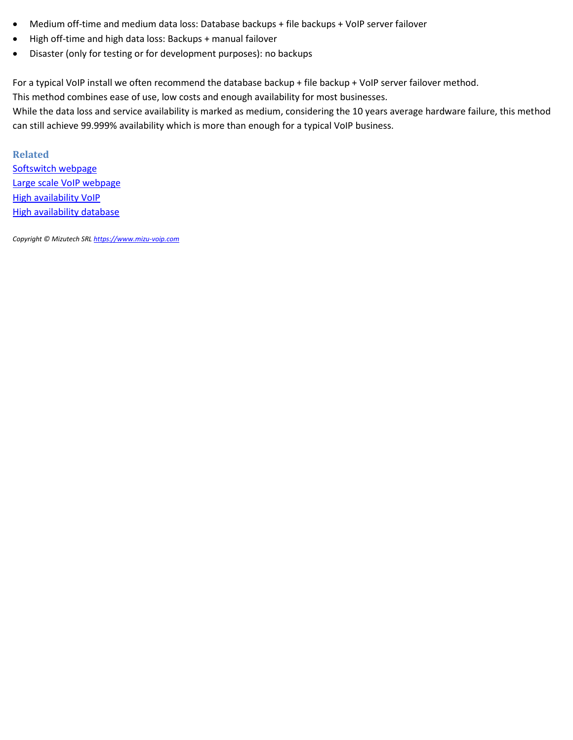- Medium off-time and medium data loss: Database backups + file backups + VoIP server failover
- High off-time and high data loss: Backups + manual failover
- Disaster (only for testing or for development purposes): no backups

For a typical VoIP install we often recommend the database backup + file backup + VoIP server failover method.
This method combines ease of use, low costs and enough availability for most businesses.
While the data loss and service availability is marked as medium, considering the 10 years average hardware failure, this method can still achieve 99.999% availability which is more than enough for a typical VoIP business.

## Related

Softswitch webpage
Large scale VoIP webpage
High availability VoIP
High availability database

*Copyright © Mizutech SRL https://www.mizu-voip.com*